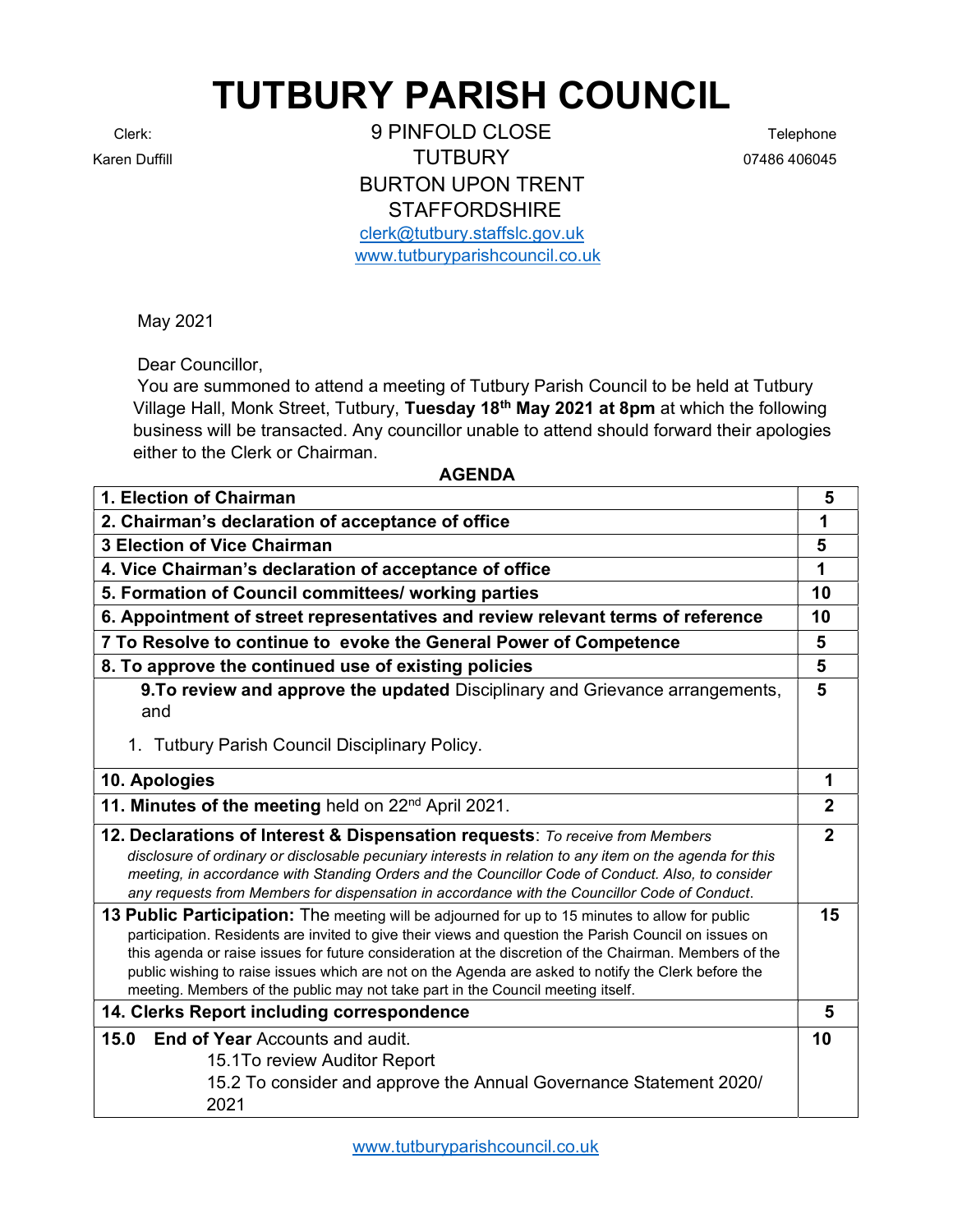# TUTBURY PARISH COUNCIL

Clerk: Karen Duffill

9 PINFOLD CLOSE
TUTBURY
BURTON UPON TRENT
STAFFORDSHIRE
clerk@tutbury.staffslc.gov.uk
www.tutburyparishcouncil.co.uk

Telephone 07486 406045

May 2021

Dear Councillor,

You are summoned to attend a meeting of Tutbury Parish Council to be held at Tutbury Village Hall, Monk Street, Tutbury, **Tuesday 18th May 2021 at 8pm** at which the following business will be transacted. Any councillor unable to attend should forward their apologies either to the Clerk or Chairman.

**AGENDA**

| | |
|---|---|
| **1. Election of Chairman** | **5** |
| **2. Chairman's declaration of acceptance of office** | **1** |
| **3 Election of Vice Chairman** | **5** |
| **4. Vice Chairman's declaration of acceptance of office** | **1** |
| **5. Formation of Council committees/ working parties** | **10** |
| **6. Appointment of street representatives and review relevant terms of reference** | **10** |
| **7 To Resolve to continue to evoke the General Power of Competence** | **5** |
| **8. To approve the continued use of existing policies** | **5** |
| **9.To review and approve the updated** Disciplinary and Grievance arrangements, and<br>1. Tutbury Parish Council Disciplinary Policy. | **5** |
| **10. Apologies** | **1** |
| **11. Minutes of the meeting** held on 22nd April 2021. | **2** |
| **12. Declarations of Interest & Dispensation requests**: *To receive from Members disclosure of ordinary or disclosable pecuniary interests in relation to any item on the agenda for this meeting, in accordance with Standing Orders and the Councillor Code of Conduct. Also, to consider any requests from Members for dispensation in accordance with the Councillor Code of Conduct.* | **2** |
| **13 Public Participation:** The meeting will be adjourned for up to 15 minutes to allow for public participation. Residents are invited to give their views and question the Parish Council on issues on this agenda or raise issues for future consideration at the discretion of the Chairman. Members of the public wishing to raise issues which are not on the Agenda are asked to notify the Clerk before the meeting. Members of the public may not take part in the Council meeting itself. | **15** |
| **14. Clerks Report including correspondence** | **5** |
| **15.0 End of Year** Accounts and audit.<br>15.1To review Auditor Report<br>15.2 To consider and approve the Annual Governance Statement 2020/ 2021 | **10** |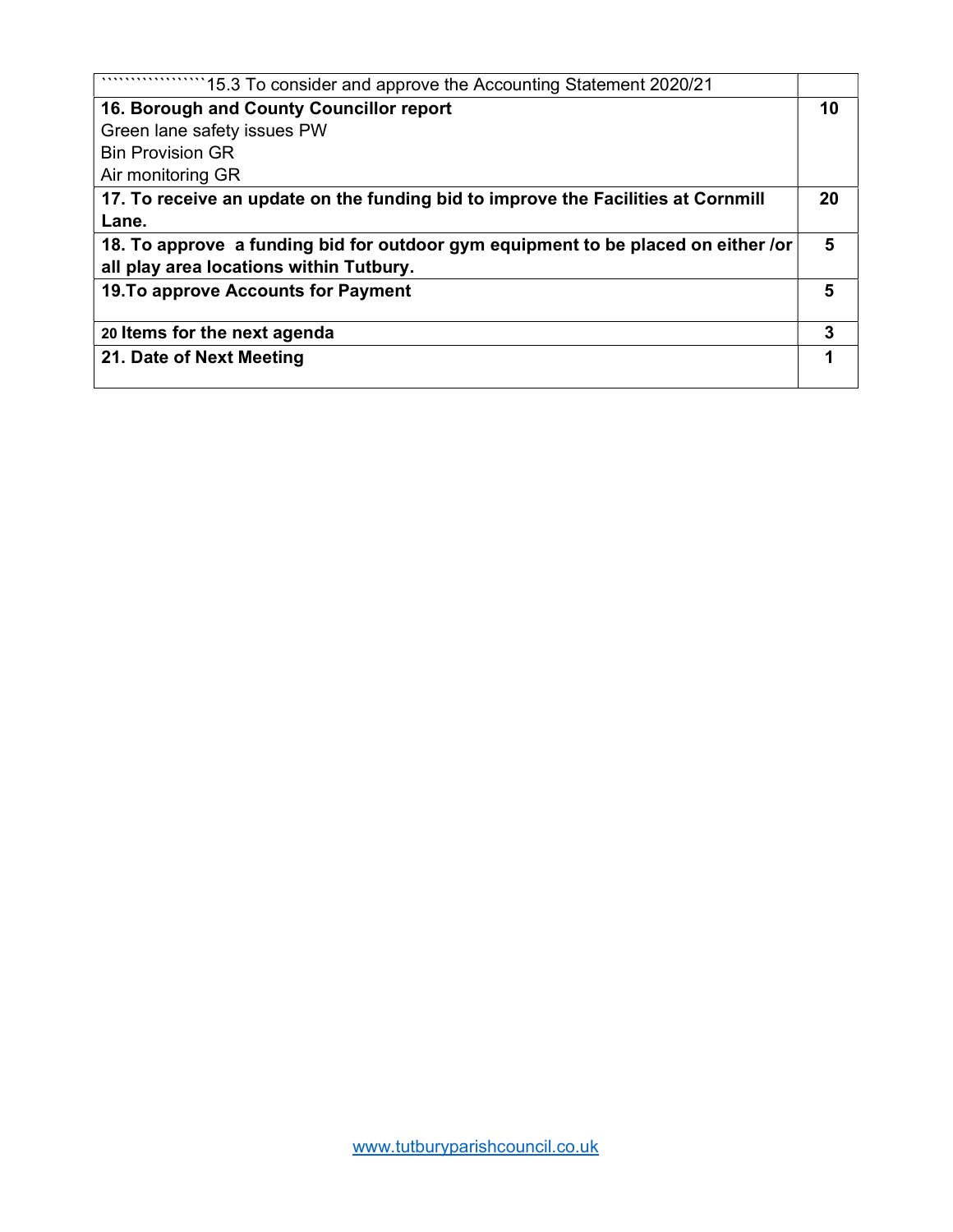| | |
|---|---|
| ``````````````````15.3 To consider and approve the Accounting Statement 2020/21 | |
| **16. Borough and County Councillor report**<br>Green lane safety issues PW<br>Bin Provision GR<br>Air monitoring GR | **10** |
| **17. To receive an update on the funding bid to improve the Facilities at Cornmill Lane.** | **20** |
| **18. To approve a funding bid for outdoor gym equipment to be placed on either /or all play area locations within Tutbury.** | **5** |
| **19.To approve Accounts for Payment** | **5** |
| **20 Items for the next agenda** | **3** |
| **21. Date of Next Meeting** | **1** |

www.tutburyparishcouncil.co.uk